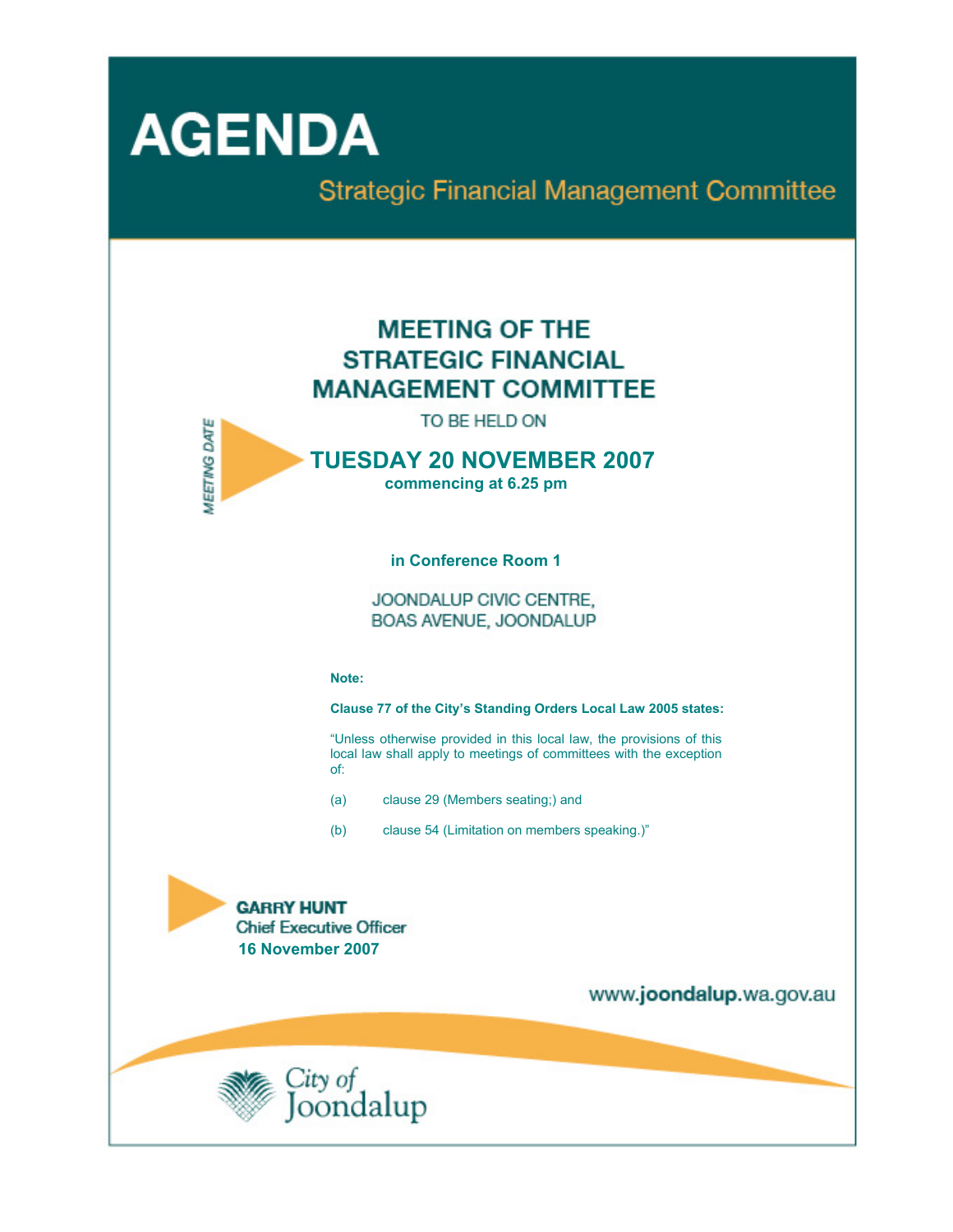# AGENDA

## Strategic Financial Management Committee

## MEETING OF THE STRATEGIC FINANCIAL MANAGEMENT COMMITTEE

TO BE HELD ON

MEETING DATE

**TUESDAY 20 NOVEMBER 2007**
**commencing at 6.25 pm**

**in Conference Room 1**

JOONDALUP CIVIC CENTRE,
BOAS AVENUE, JOONDALUP

**Note:**

**Clause 77 of the City's Standing Orders Local Law 2005 states:**

"Unless otherwise provided in this local law, the provisions of this local law shall apply to meetings of committees with the exception of:

(a) clause 29 (Members seating;) and

(b) clause 54 (Limitation on members speaking.)"

**GARRY HUNT**
Chief Executive Officer
**16 November 2007**

www.**joondalup**.wa.gov.au

City of Joondalup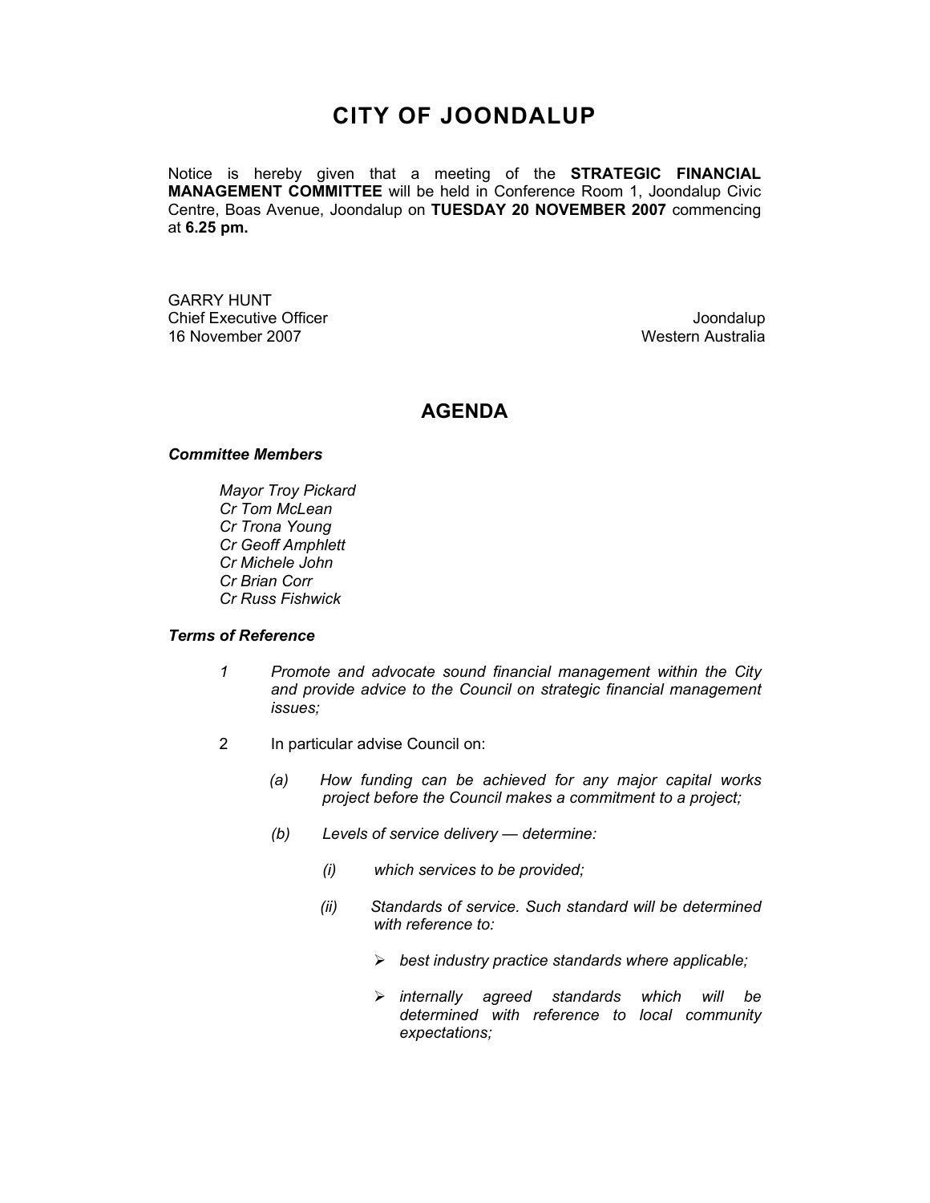# CITY OF JOONDALUP

Notice is hereby given that a meeting of the **STRATEGIC FINANCIAL MANAGEMENT COMMITTEE** will be held in Conference Room 1, Joondalup Civic Centre, Boas Avenue, Joondalup on **TUESDAY 20 NOVEMBER 2007** commencing at **6.25 pm.**

GARRY HUNT
Chief Executive Officer
16 November 2007

Joondalup
Western Australia

## AGENDA

***Committee Members***

*Mayor Troy Pickard*
*Cr Tom McLean*
*Cr Trona Young*
*Cr Geoff Amphlett*
*Cr Michele John*
*Cr Brian Corr*
*Cr Russ Fishwick*

***Terms of Reference***

*1* *Promote and advocate sound financial management within the City and provide advice to the Council on strategic financial management issues;*

2 In particular advise Council on:

*(a)* *How funding can be achieved for any major capital works project before the Council makes a commitment to a project;*

*(b)* *Levels of service delivery — determine:*

*(i)* *which services to be provided;*

*(ii)* *Standards of service. Such standard will be determined with reference to:*

- *best industry practice standards where applicable;*
- *internally agreed standards which will be determined with reference to local community expectations;*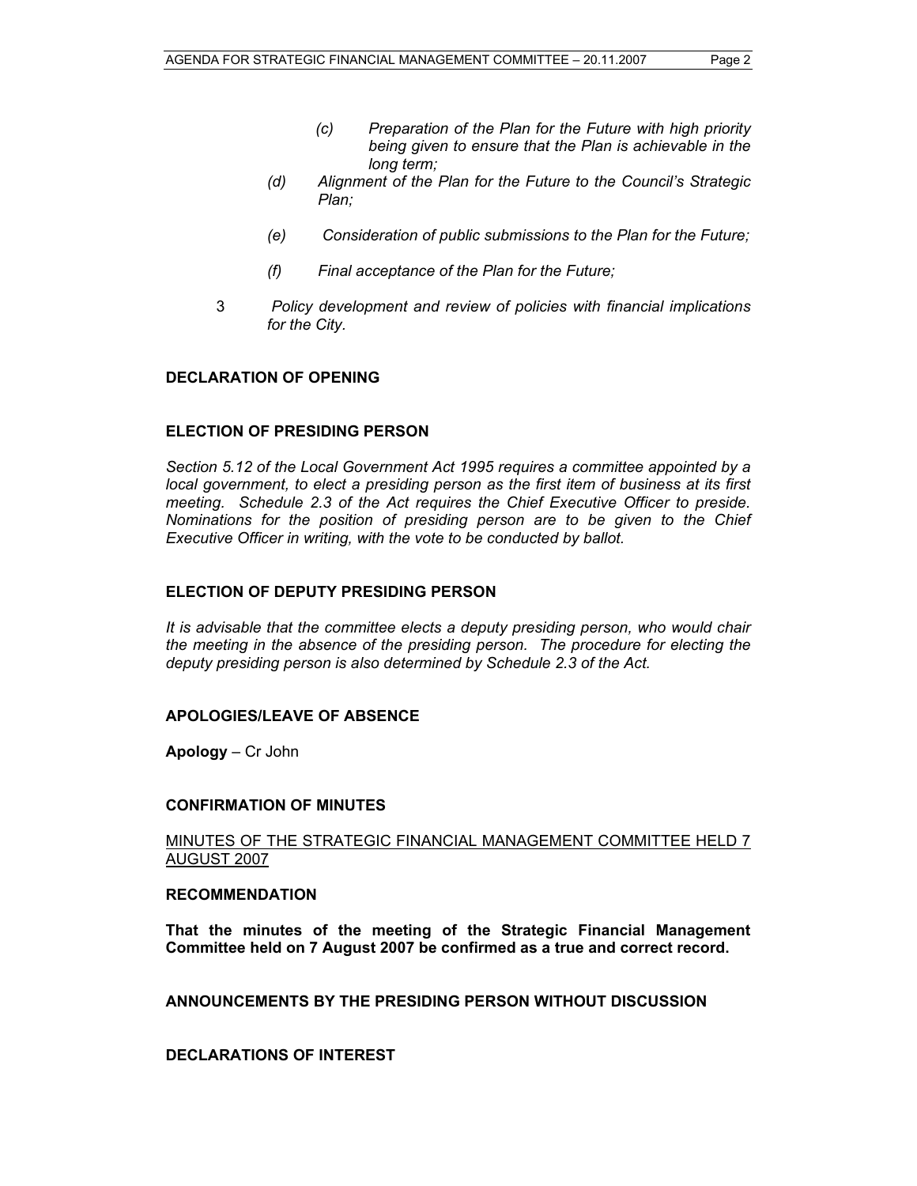- *(c) Preparation of the Plan for the Future with high priority being given to ensure that the Plan is achievable in the long term;*
  - *(d) Alignment of the Plan for the Future to the Council's Strategic Plan;*
  - *(e) Consideration of public submissions to the Plan for the Future;*
  - *(f) Final acceptance of the Plan for the Future;*

3 *Policy development and review of policies with financial implications for the City.*

**DECLARATION OF OPENING**

**ELECTION OF PRESIDING PERSON**

*Section 5.12 of the Local Government Act 1995 requires a committee appointed by a local government, to elect a presiding person as the first item of business at its first meeting. Schedule 2.3 of the Act requires the Chief Executive Officer to preside. Nominations for the position of presiding person are to be given to the Chief Executive Officer in writing, with the vote to be conducted by ballot.*

**ELECTION OF DEPUTY PRESIDING PERSON**

*It is advisable that the committee elects a deputy presiding person, who would chair the meeting in the absence of the presiding person. The procedure for electing the deputy presiding person is also determined by Schedule 2.3 of the Act.*

**APOLOGIES/LEAVE OF ABSENCE**

**Apology** – Cr John

**CONFIRMATION OF MINUTES**

MINUTES OF THE STRATEGIC FINANCIAL MANAGEMENT COMMITTEE HELD 7 AUGUST 2007

**RECOMMENDATION**

**That the minutes of the meeting of the Strategic Financial Management Committee held on 7 August 2007 be confirmed as a true and correct record.**

**ANNOUNCEMENTS BY THE PRESIDING PERSON WITHOUT DISCUSSION**

**DECLARATIONS OF INTEREST**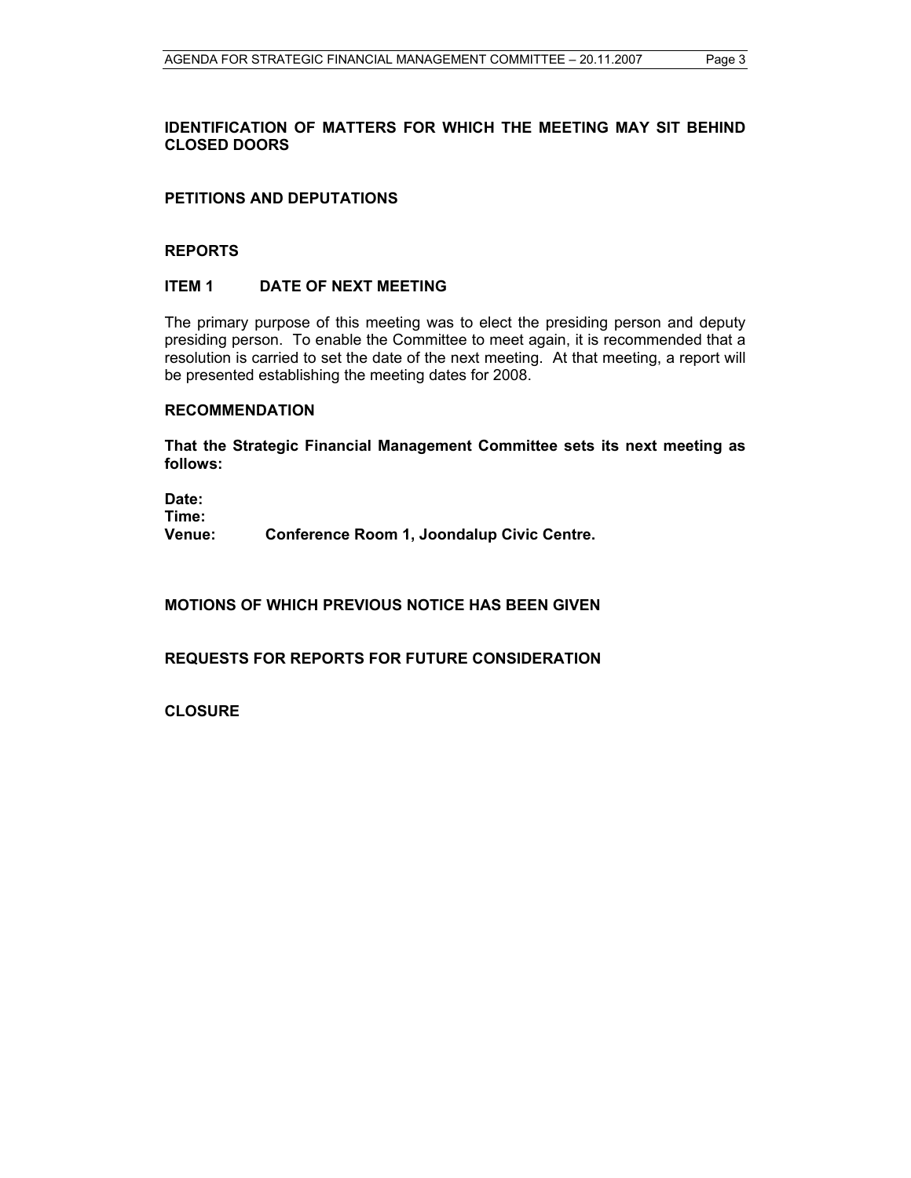## IDENTIFICATION OF MATTERS FOR WHICH THE MEETING MAY SIT BEHIND CLOSED DOORS

## PETITIONS AND DEPUTATIONS

## REPORTS

### ITEM 1 DATE OF NEXT MEETING

The primary purpose of this meeting was to elect the presiding person and deputy presiding person. To enable the Committee to meet again, it is recommended that a resolution is carried to set the date of the next meeting. At that meeting, a report will be presented establishing the meeting dates for 2008.

### RECOMMENDATION

**That the Strategic Financial Management Committee sets its next meeting as follows:**

**Date:**
**Time:**
**Venue: Conference Room 1, Joondalup Civic Centre.**

## MOTIONS OF WHICH PREVIOUS NOTICE HAS BEEN GIVEN

## REQUESTS FOR REPORTS FOR FUTURE CONSIDERATION

## CLOSURE